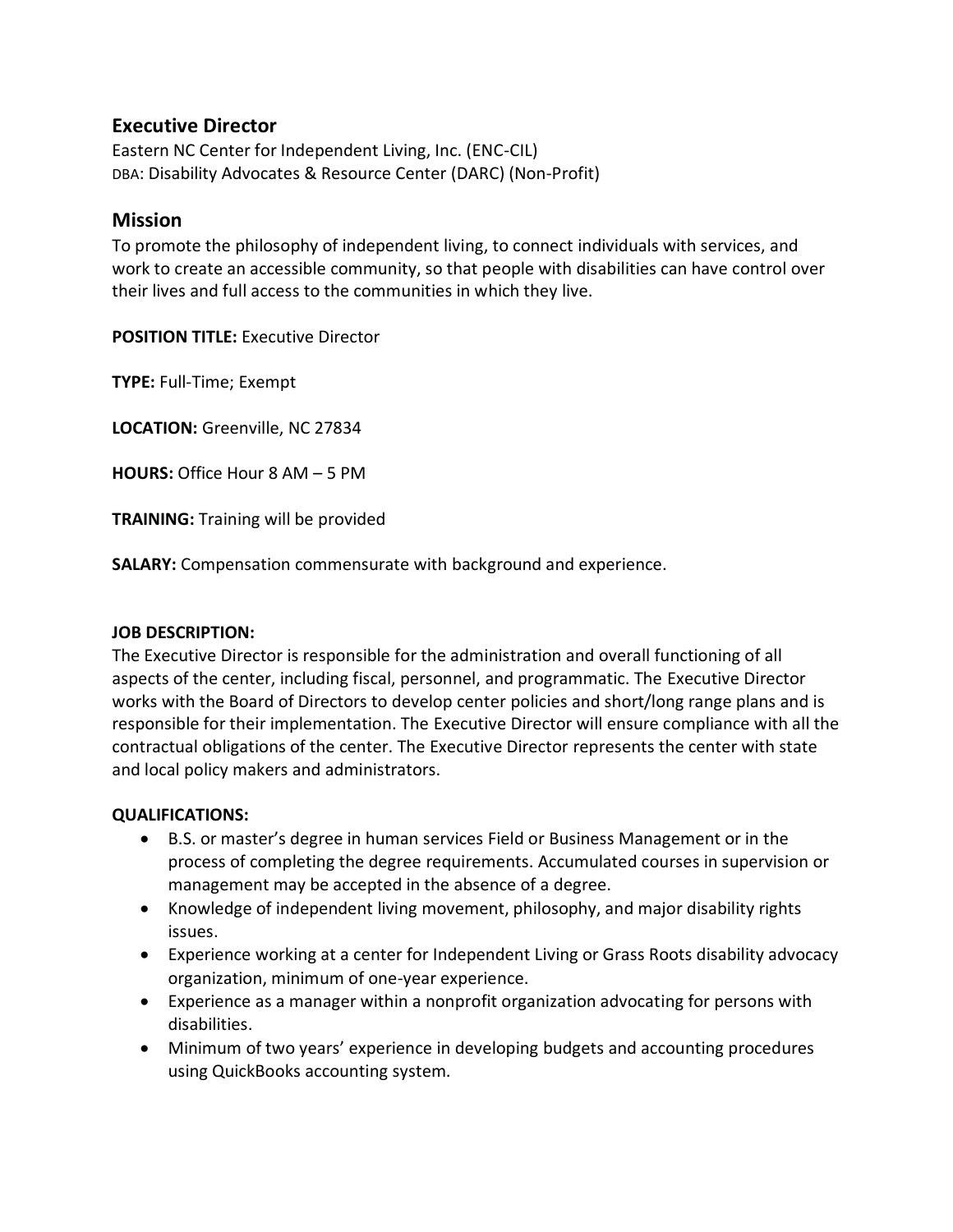## Executive Director

Eastern NC Center for Independent Living, Inc. (ENC-CIL)
DBA: Disability Advocates & Resource Center (DARC) (Non-Profit)

## Mission

To promote the philosophy of independent living, to connect individuals with services, and work to create an accessible community, so that people with disabilities can have control over their lives and full access to the communities in which they live.

**POSITION TITLE:** Executive Director

**TYPE:** Full-Time; Exempt

**LOCATION:** Greenville, NC 27834

**HOURS:** Office Hour 8 AM – 5 PM

**TRAINING:** Training will be provided

**SALARY:** Compensation commensurate with background and experience.

**JOB DESCRIPTION:**
The Executive Director is responsible for the administration and overall functioning of all aspects of the center, including fiscal, personnel, and programmatic. The Executive Director works with the Board of Directors to develop center policies and short/long range plans and is responsible for their implementation. The Executive Director will ensure compliance with all the contractual obligations of the center. The Executive Director represents the center with state and local policy makers and administrators.

**QUALIFICATIONS:**

- B.S. or master's degree in human services Field or Business Management or in the process of completing the degree requirements. Accumulated courses in supervision or management may be accepted in the absence of a degree.
- Knowledge of independent living movement, philosophy, and major disability rights issues.
- Experience working at a center for Independent Living or Grass Roots disability advocacy organization, minimum of one-year experience.
- Experience as a manager within a nonprofit organization advocating for persons with disabilities.
- Minimum of two years' experience in developing budgets and accounting procedures using QuickBooks accounting system.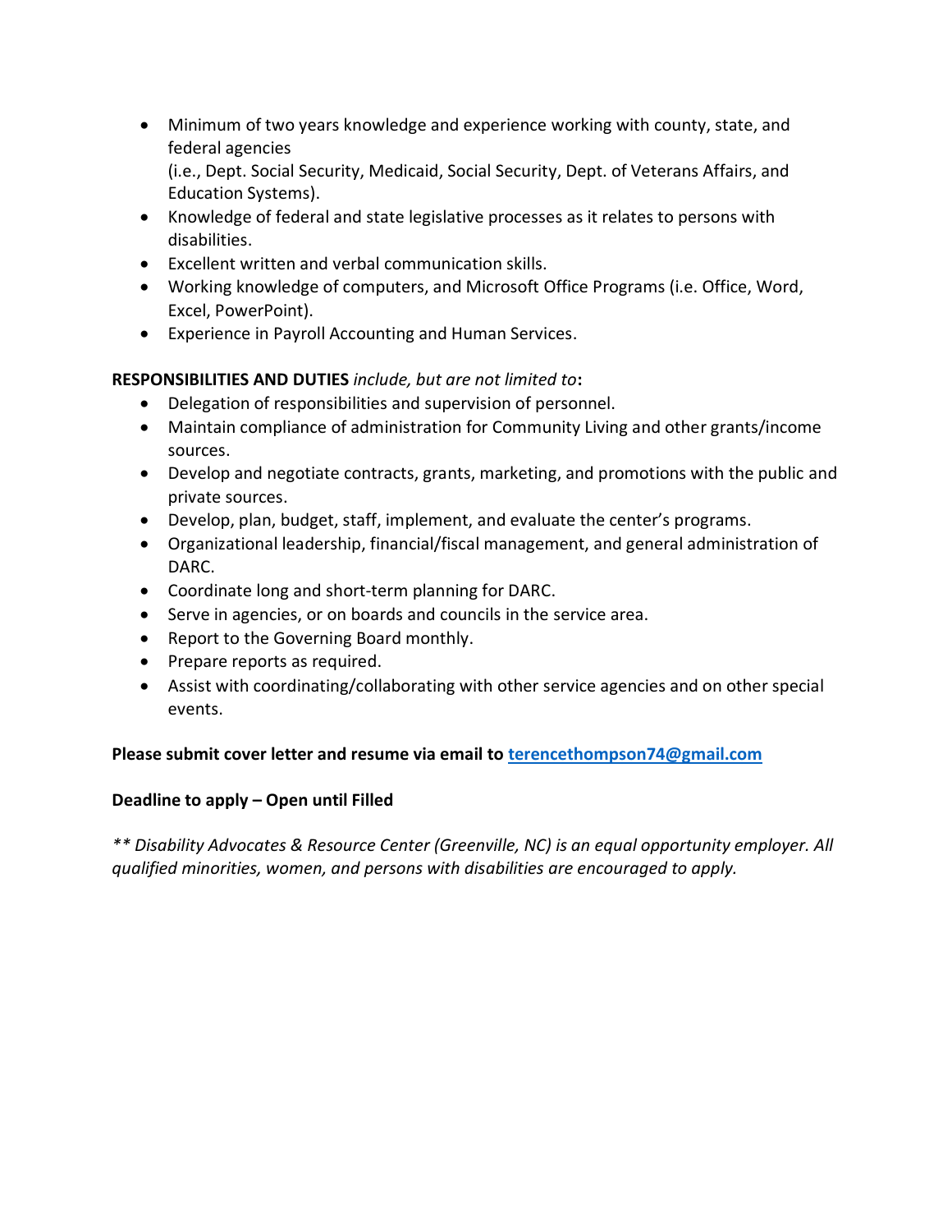- Minimum of two years knowledge and experience working with county, state, and federal agencies
  (i.e., Dept. Social Security, Medicaid, Social Security, Dept. of Veterans Affairs, and Education Systems).
- Knowledge of federal and state legislative processes as it relates to persons with disabilities.
- Excellent written and verbal communication skills.
- Working knowledge of computers, and Microsoft Office Programs (i.e. Office, Word, Excel, PowerPoint).
- Experience in Payroll Accounting and Human Services.

**RESPONSIBILITIES AND DUTIES** *include, but are not limited to***:**

- Delegation of responsibilities and supervision of personnel.
- Maintain compliance of administration for Community Living and other grants/income sources.
- Develop and negotiate contracts, grants, marketing, and promotions with the public and private sources.
- Develop, plan, budget, staff, implement, and evaluate the center's programs.
- Organizational leadership, financial/fiscal management, and general administration of DARC.
- Coordinate long and short-term planning for DARC.
- Serve in agencies, or on boards and councils in the service area.
- Report to the Governing Board monthly.
- Prepare reports as required.
- Assist with coordinating/collaborating with other service agencies and on other special events.

**Please submit cover letter and resume via email to [terencethompson74@gmail.com](mailto:terencethompson74@gmail.com)**

**Deadline to apply – Open until Filled**

*** Disability Advocates & Resource Center (Greenville, NC) is an equal opportunity employer. All qualified minorities, women, and persons with disabilities are encouraged to apply.*